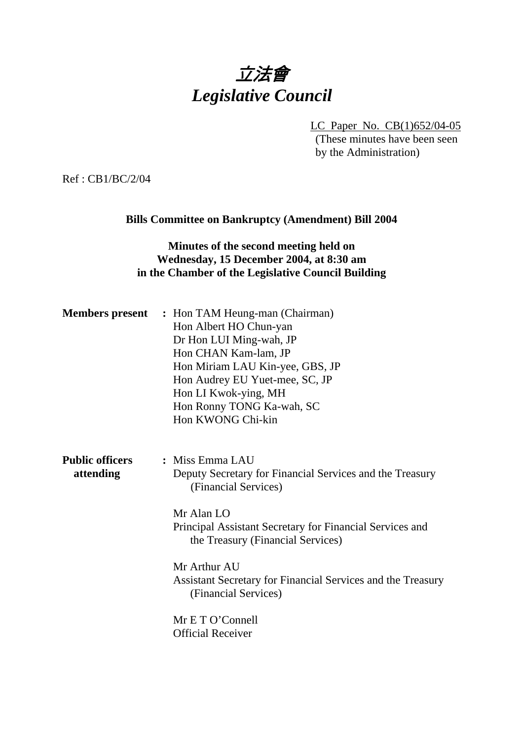# 立法會
# *Legislative Council*

LC Paper No. CB(1)652/04-05
(These minutes have been seen by the Administration)

Ref : CB1/BC/2/04

**Bills Committee on Bankruptcy (Amendment) Bill 2004**

**Minutes of the second meeting held on Wednesday, 15 December 2004, at 8:30 am in the Chamber of the Legislative Council Building**

**Members present** : Hon TAM Heung-man (Chairman)
Hon Albert HO Chun-yan
Dr Hon LUI Ming-wah, JP
Hon CHAN Kam-lam, JP
Hon Miriam LAU Kin-yee, GBS, JP
Hon Audrey EU Yuet-mee, SC, JP
Hon LI Kwok-ying, MH
Hon Ronny TONG Ka-wah, SC
Hon KWONG Chi-kin

**Public officers attending** : Miss Emma LAU
Deputy Secretary for Financial Services and the Treasury (Financial Services)

Mr Alan LO
Principal Assistant Secretary for Financial Services and the Treasury (Financial Services)

Mr Arthur AU
Assistant Secretary for Financial Services and the Treasury (Financial Services)

Mr E T O'Connell
Official Receiver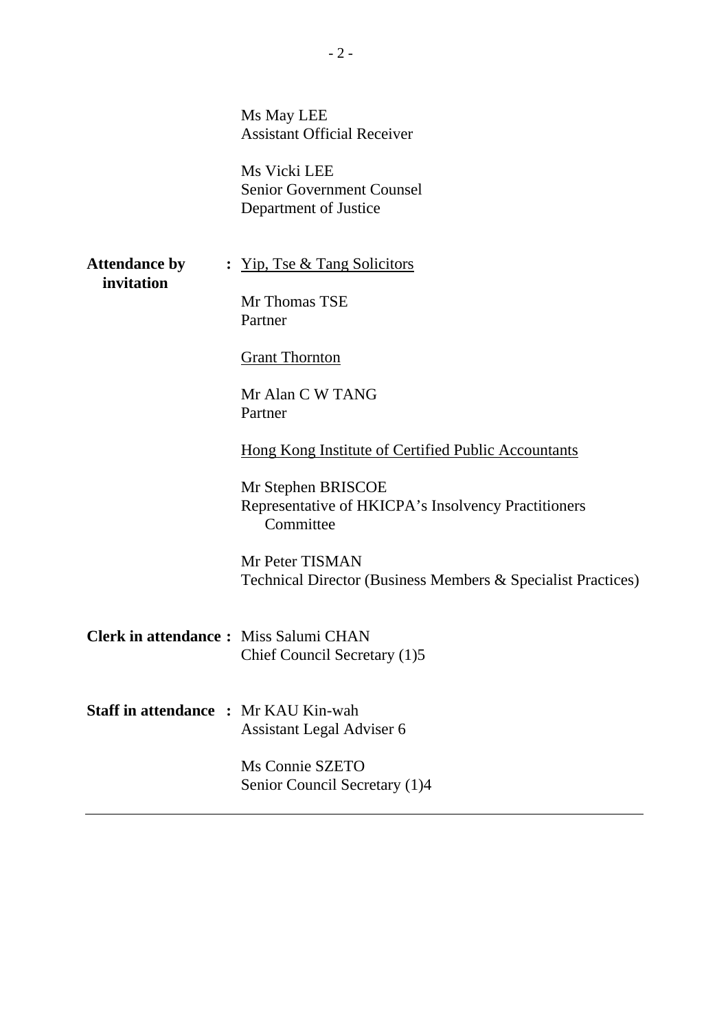Ms May LEE
Assistant Official Receiver

Ms Vicki LEE
Senior Government Counsel
Department of Justice

**Attendance by invitation** : Yip, Tse & Tang Solicitors

Mr Thomas TSE
Partner

Grant Thornton

Mr Alan C W TANG
Partner

Hong Kong Institute of Certified Public Accountants

Mr Stephen BRISCOE
Representative of HKICPA's Insolvency Practitioners Committee

Mr Peter TISMAN
Technical Director (Business Members & Specialist Practices)

**Clerk in attendance :** Miss Salumi CHAN
Chief Council Secretary (1)5

**Staff in attendance :** Mr KAU Kin-wah
Assistant Legal Adviser 6

Ms Connie SZETO
Senior Council Secretary (1)4

---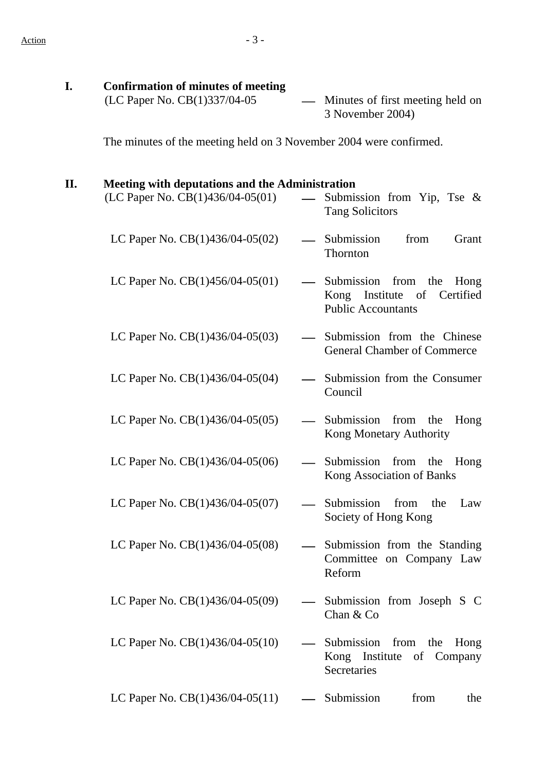Action

**I. Confirmation of minutes of meeting**

(LC Paper No. CB(1)337/04-05 — Minutes of first meeting held on 3 November 2004)

The minutes of the meeting held on 3 November 2004 were confirmed.

**II. Meeting with deputations and the Administration**

(LC Paper No. CB(1)436/04-05(01) — Submission from Yip, Tse & Tang Solicitors

LC Paper No. CB(1)436/04-05(02) — Submission from Grant Thornton

LC Paper No. CB(1)456/04-05(01) — Submission from the Hong Kong Institute of Certified Public Accountants

LC Paper No. CB(1)436/04-05(03) — Submission from the Chinese General Chamber of Commerce

LC Paper No. CB(1)436/04-05(04) — Submission from the Consumer Council

LC Paper No. CB(1)436/04-05(05) — Submission from the Hong Kong Monetary Authority

LC Paper No. CB(1)436/04-05(06) — Submission from the Hong Kong Association of Banks

LC Paper No. CB(1)436/04-05(07) — Submission from the Law Society of Hong Kong

LC Paper No. CB(1)436/04-05(08) — Submission from the Standing Committee on Company Law Reform

LC Paper No. CB(1)436/04-05(09) — Submission from Joseph S C Chan & Co

LC Paper No. CB(1)436/04-05(10) — Submission from the Hong Kong Institute of Company Secretaries

LC Paper No. CB(1)436/04-05(11) — Submission from the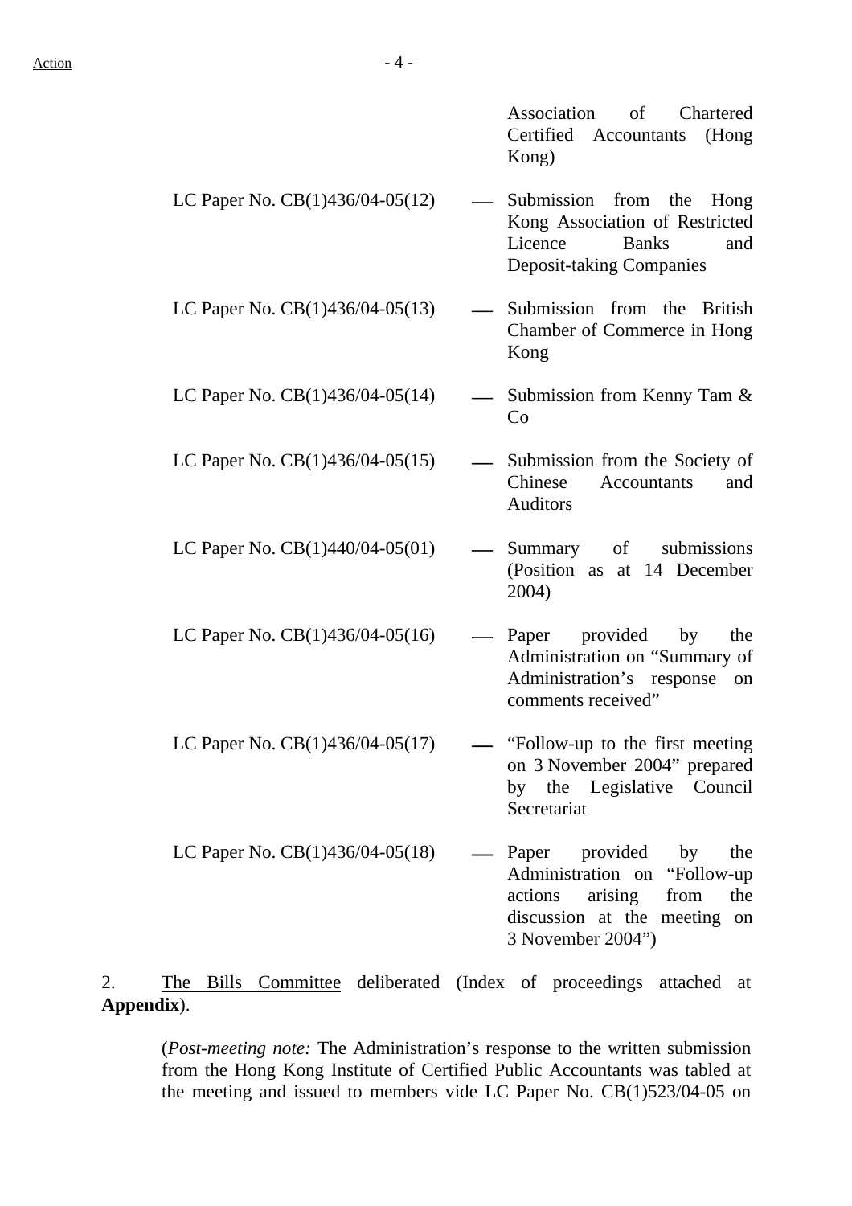Association of Chartered Certified Accountants (Hong Kong)

| | | |
|---|---|---|
| LC Paper No. CB(1)436/04-05(12) | — | Submission from the Hong Kong Association of Restricted Licence Banks and Deposit-taking Companies |
| LC Paper No. CB(1)436/04-05(13) | — | Submission from the British Chamber of Commerce in Hong Kong |
| LC Paper No. CB(1)436/04-05(14) | — | Submission from Kenny Tam & Co |
| LC Paper No. CB(1)436/04-05(15) | — | Submission from the Society of Chinese Accountants and Auditors |
| LC Paper No. CB(1)440/04-05(01) | — | Summary of submissions (Position as at 14 December 2004) |
| LC Paper No. CB(1)436/04-05(16) | — | Paper provided by the Administration on "Summary of Administration's response on comments received" |
| LC Paper No. CB(1)436/04-05(17) | — | "Follow-up to the first meeting on 3 November 2004" prepared by the Legislative Council Secretariat |
| LC Paper No. CB(1)436/04-05(18) | — | Paper provided by the Administration on "Follow-up actions arising from the discussion at the meeting on 3 November 2004") |

2. The Bills Committee deliberated (Index of proceedings attached at **Appendix**).

(*Post-meeting note:* The Administration's response to the written submission from the Hong Kong Institute of Certified Public Accountants was tabled at the meeting and issued to members vide LC Paper No. CB(1)523/04-05 on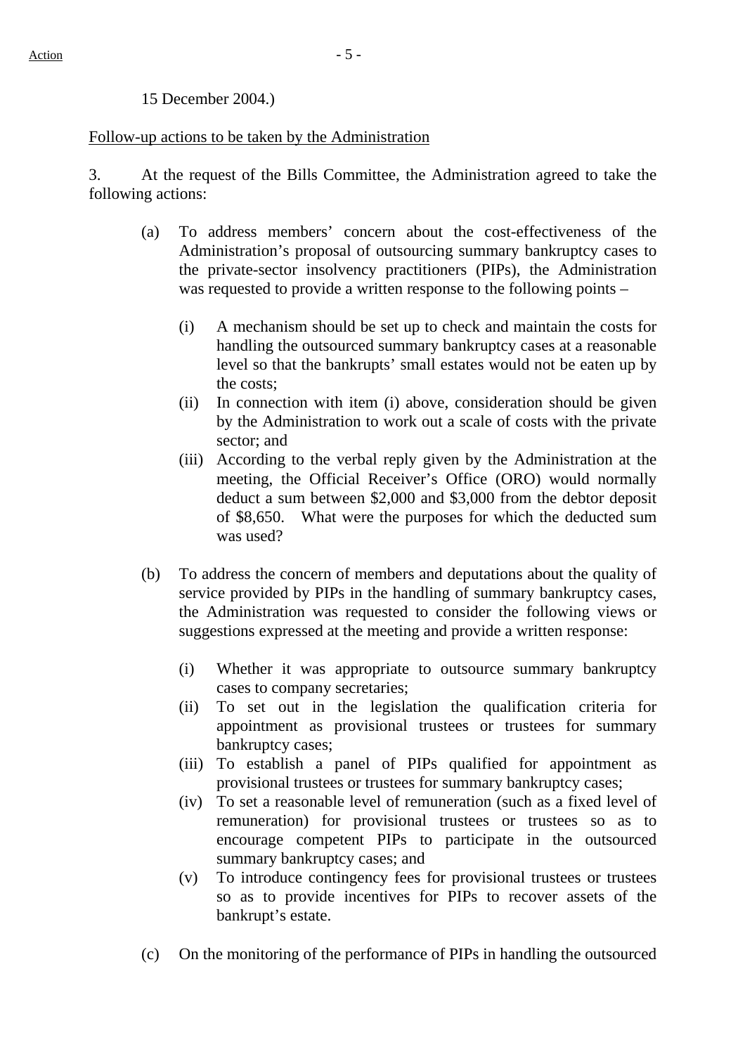15 December 2004.)

Follow-up actions to be taken by the Administration

3. At the request of the Bills Committee, the Administration agreed to take the following actions:

(a) To address members' concern about the cost-effectiveness of the Administration's proposal of outsourcing summary bankruptcy cases to the private-sector insolvency practitioners (PIPs), the Administration was requested to provide a written response to the following points –

   (i) A mechanism should be set up to check and maintain the costs for handling the outsourced summary bankruptcy cases at a reasonable level so that the bankrupts' small estates would not be eaten up by the costs;
   
   (ii) In connection with item (i) above, consideration should be given by the Administration to work out a scale of costs with the private sector; and
   
   (iii) According to the verbal reply given by the Administration at the meeting, the Official Receiver's Office (ORO) would normally deduct a sum between $2,000 and $3,000 from the debtor deposit of $8,650. What were the purposes for which the deducted sum was used?

(b) To address the concern of members and deputations about the quality of service provided by PIPs in the handling of summary bankruptcy cases, the Administration was requested to consider the following views or suggestions expressed at the meeting and provide a written response:

   (i) Whether it was appropriate to outsource summary bankruptcy cases to company secretaries;
   
   (ii) To set out in the legislation the qualification criteria for appointment as provisional trustees or trustees for summary bankruptcy cases;
   
   (iii) To establish a panel of PIPs qualified for appointment as provisional trustees or trustees for summary bankruptcy cases;
   
   (iv) To set a reasonable level of remuneration (such as a fixed level of remuneration) for provisional trustees or trustees so as to encourage competent PIPs to participate in the outsourced summary bankruptcy cases; and
   
   (v) To introduce contingency fees for provisional trustees or trustees so as to provide incentives for PIPs to recover assets of the bankrupt's estate.

(c) On the monitoring of the performance of PIPs in handling the outsourced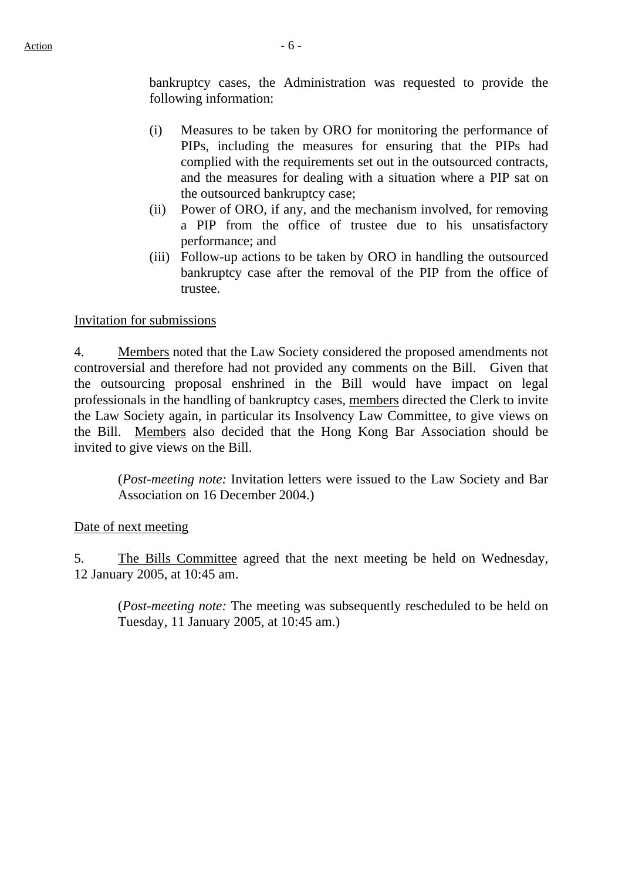bankruptcy cases, the Administration was requested to provide the following information:

(i) Measures to be taken by ORO for monitoring the performance of PIPs, including the measures for ensuring that the PIPs had complied with the requirements set out in the outsourced contracts, and the measures for dealing with a situation where a PIP sat on the outsourced bankruptcy case;
(ii) Power of ORO, if any, and the mechanism involved, for removing a PIP from the office of trustee due to his unsatisfactory performance; and
(iii) Follow-up actions to be taken by ORO in handling the outsourced bankruptcy case after the removal of the PIP from the office of trustee.

<u>Invitation for submissions</u>

4. <u>Members</u> noted that the Law Society considered the proposed amendments not controversial and therefore had not provided any comments on the Bill. Given that the outsourcing proposal enshrined in the Bill would have impact on legal professionals in the handling of bankruptcy cases, <u>members</u> directed the Clerk to invite the Law Society again, in particular its Insolvency Law Committee, to give views on the Bill. <u>Members</u> also decided that the Hong Kong Bar Association should be invited to give views on the Bill.

(*Post-meeting note:* Invitation letters were issued to the Law Society and Bar Association on 16 December 2004.)

<u>Date of next meeting</u>

5. <u>The Bills Committee</u> agreed that the next meeting be held on Wednesday, 12 January 2005, at 10:45 am.

(*Post-meeting note:* The meeting was subsequently rescheduled to be held on Tuesday, 11 January 2005, at 10:45 am.)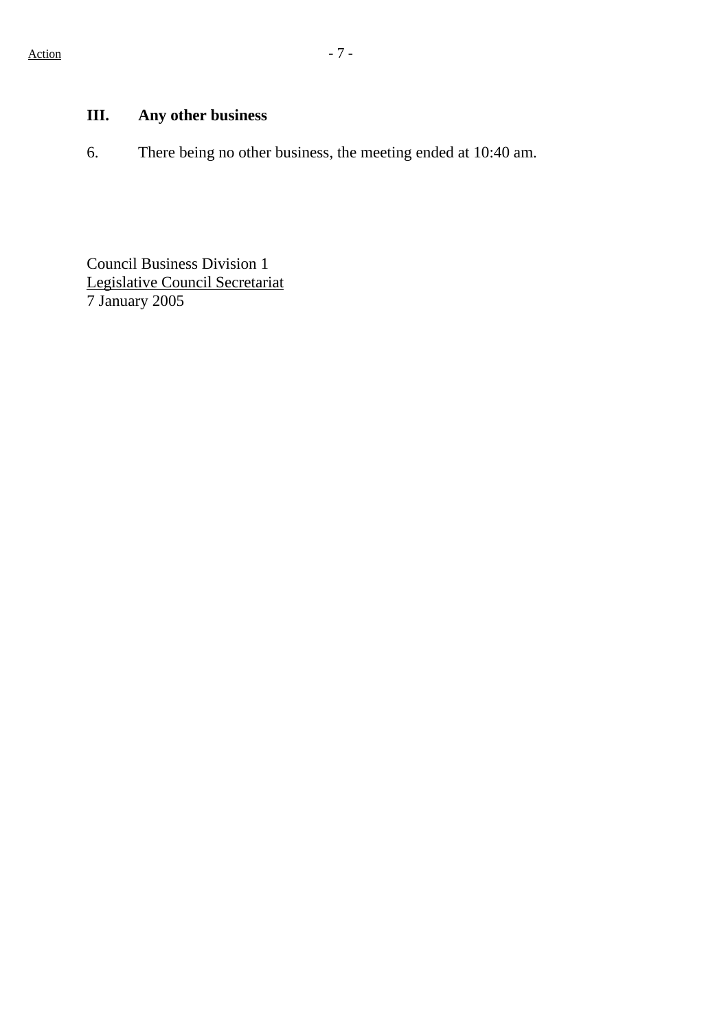## III. Any other business

6. There being no other business, the meeting ended at 10:40 am.

Council Business Division 1
Legislative Council Secretariat
7 January 2005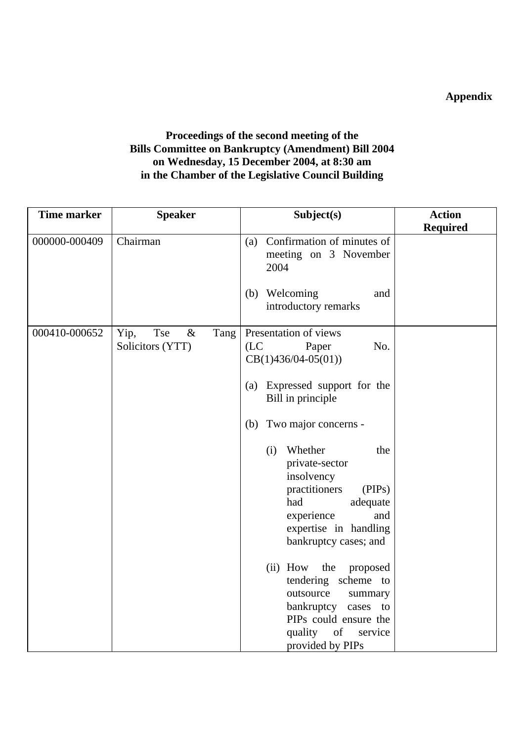**Appendix**

**Proceedings of the second meeting of the Bills Committee on Bankruptcy (Amendment) Bill 2004 on Wednesday, 15 December 2004, at 8:30 am in the Chamber of the Legislative Council Building**

| Time marker | Speaker | Subject(s) | Action Required |
|---|---|---|---|
| 000000-000409 | Chairman | (a) Confirmation of minutes of meeting on 3 November 2004<br><br>(b) Welcoming and introductory remarks | |
| 000410-000652 | Yip, Tse & Tang Solicitors (YTT) | Presentation of views (LC Paper No. CB(1)436/04-05(01))<br><br>(a) Expressed support for the Bill in principle<br><br>(b) Two major concerns -<br><br>(i) Whether the private-sector insolvency practitioners (PIPs) had adequate experience and expertise in handling bankruptcy cases; and<br><br>(ii) How the proposed tendering scheme to outsource summary bankruptcy cases to PIPs could ensure the quality of service provided by PIPs | |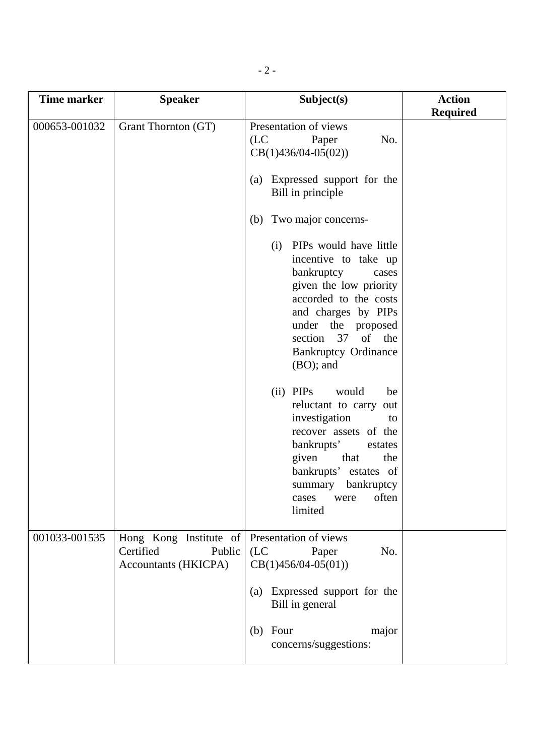| Time marker | Speaker | Subject(s) | Action Required |
|---|---|---|---|
| 000653-001032 | Grant Thornton (GT) | Presentation of views (LC Paper No. CB(1)436/04-05(02))<br><br>(a) Expressed support for the Bill in principle<br><br>(b) Two major concerns-<br><br>(i) PIPs would have little incentive to take up bankruptcy cases given the low priority accorded to the costs and charges by PIPs under the proposed section 37 of the Bankruptcy Ordinance (BO); and<br><br>(ii) PIPs would be reluctant to carry out investigation to recover assets of the bankrupts' estates given that the bankrupts' estates of summary bankruptcy cases were often limited | |
| 001033-001535 | Hong Kong Institute of Certified Public Accountants (HKICPA) | Presentation of views (LC Paper No. CB(1)456/04-05(01))<br><br>(a) Expressed support for the Bill in general<br><br>(b) Four major concerns/suggestions: | |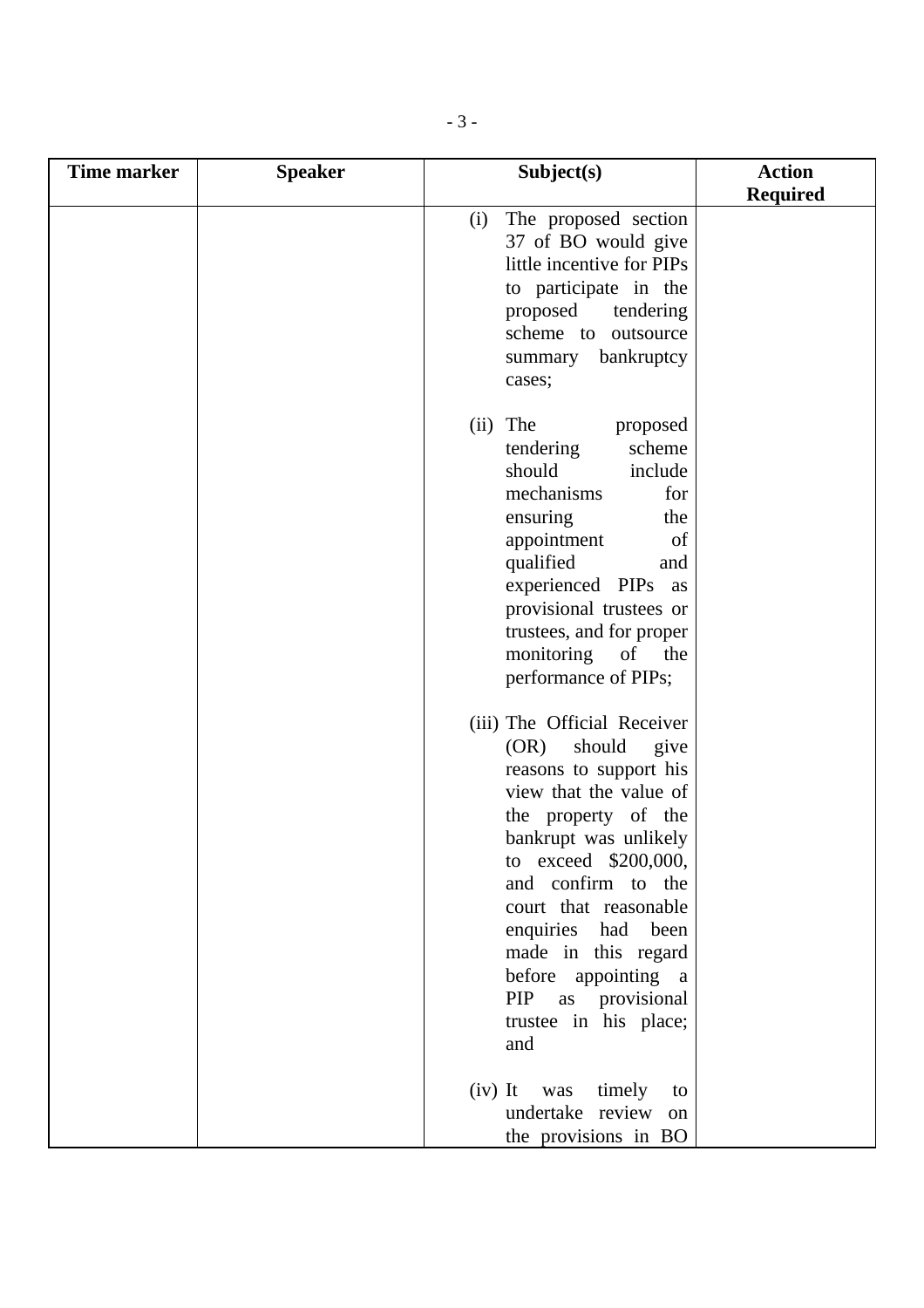| Time marker | Speaker | Subject(s) | Action Required |
|---|---|---|---|
| | | (i) The proposed section 37 of BO would give little incentive for PIPs to participate in the proposed tendering scheme to outsource summary bankruptcy cases;<br><br>(ii) The proposed tendering scheme should include mechanisms for ensuring the appointment of qualified and experienced PIPs as provisional trustees or trustees, and for proper monitoring of the performance of PIPs;<br><br>(iii) The Official Receiver (OR) should give reasons to support his view that the value of the property of the bankrupt was unlikely to exceed $200,000, and confirm to the court that reasonable enquiries had been made in this regard before appointing a PIP as provisional trustee in his place; and<br><br>(iv) It was timely to undertake review on the provisions in BO | |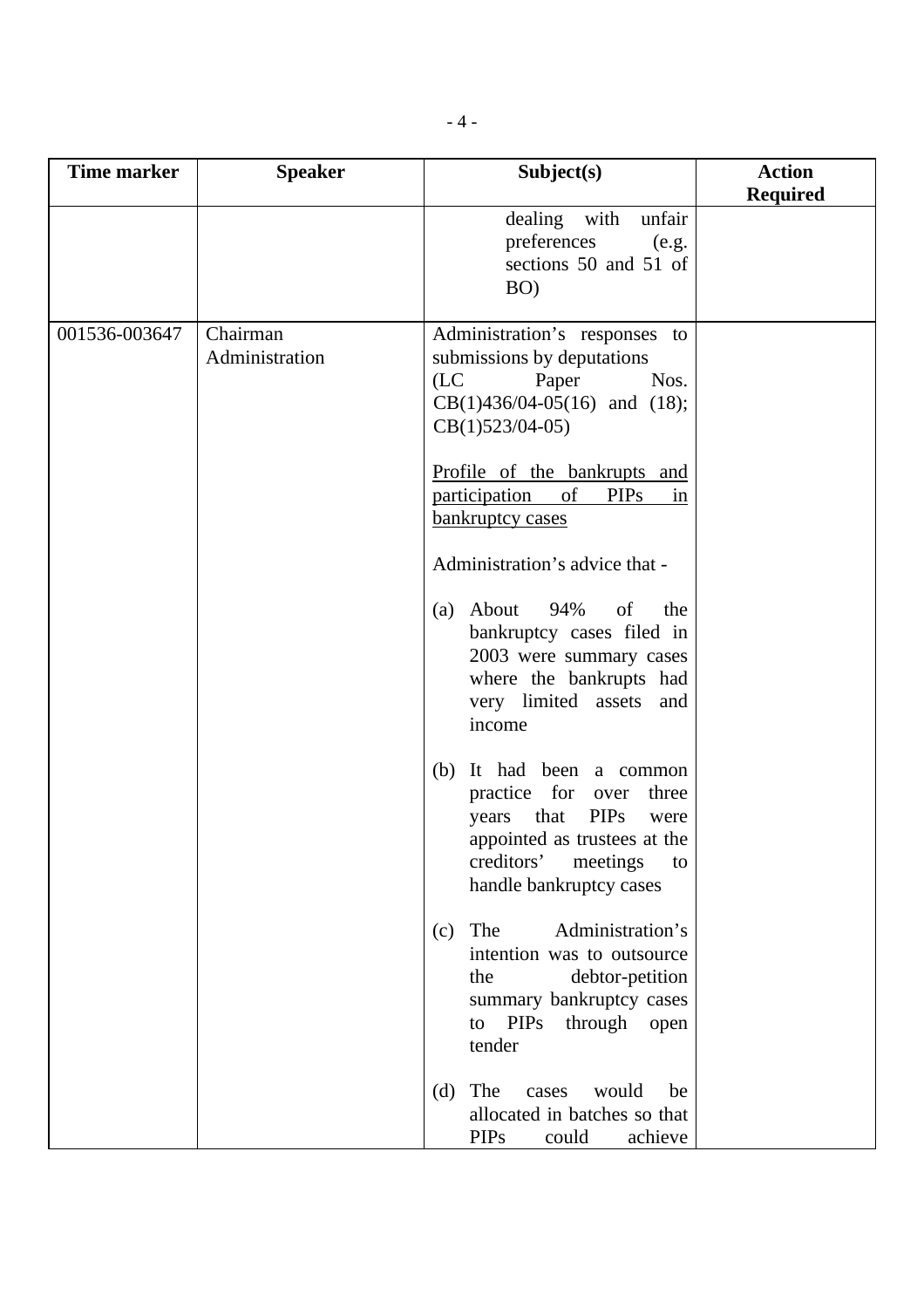| Time marker | Speaker | Subject(s) | Action Required |
| --- | --- | --- | --- |
| | | dealing with unfair preferences (e.g. sections 50 and 51 of BO) | |
| 001536-003647 | Chairman<br>Administration | Administration's responses to submissions by deputations (LC Paper Nos. CB(1)436/04-05(16) and (18); CB(1)523/04-05)<br><br><u>Profile of the bankrupts and participation of PIPs in bankruptcy cases</u><br><br>Administration's advice that -<br><br>(a) About 94% of the bankruptcy cases filed in 2003 were summary cases where the bankrupts had very limited assets and income<br><br>(b) It had been a common practice for over three years that PIPs were appointed as trustees at the creditors' meetings to handle bankruptcy cases<br><br>(c) The Administration's intention was to outsource the debtor-petition summary bankruptcy cases to PIPs through open tender<br><br>(d) The cases would be allocated in batches so that PIPs could achieve | |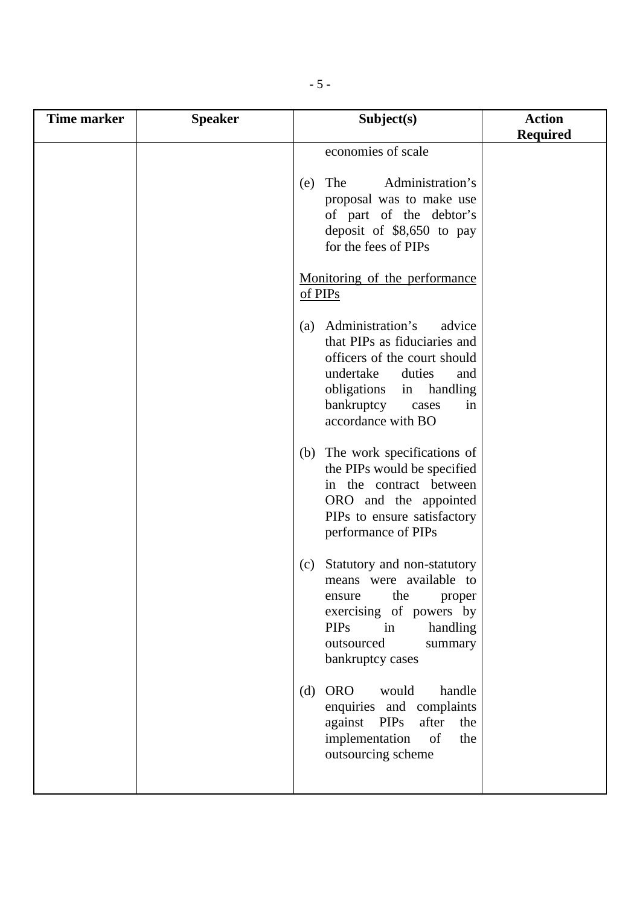| Time marker | Speaker | Subject(s) | Action Required |
|---|---|---|---|
| | | economies of scale<br><br>(e) The Administration's proposal was to make use of part of the debtor's deposit of \$8,650 to pay for the fees of PIPs<br><br><u>Monitoring of the performance of PIPs</u><br><br>(a) Administration's advice that PIPs as fiduciaries and officers of the court should undertake duties and obligations in handling bankruptcy cases in accordance with BO<br><br>(b) The work specifications of the PIPs would be specified in the contract between ORO and the appointed PIPs to ensure satisfactory performance of PIPs<br><br>(c) Statutory and non-statutory means were available to ensure the proper exercising of powers by PIPs in handling outsourced summary bankruptcy cases<br><br>(d) ORO would handle enquiries and complaints against PIPs after the implementation of the outsourcing scheme | |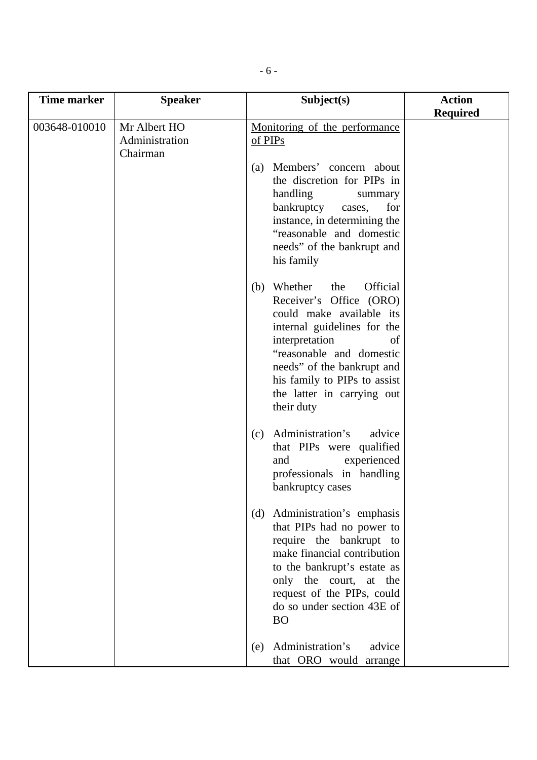| Time marker | Speaker | Subject(s) | Action Required |
| --- | --- | --- | --- |
| 003648-010010 | Mr Albert HO<br>Administration<br>Chairman | Monitoring of the performance of PIPs<br><br>(a) Members' concern about the discretion for PIPs in handling summary bankruptcy cases, for instance, in determining the "reasonable and domestic needs" of the bankrupt and his family<br><br>(b) Whether the Official Receiver's Office (ORO) could make available its internal guidelines for the interpretation of "reasonable and domestic needs" of the bankrupt and his family to PIPs to assist the latter in carrying out their duty<br><br>(c) Administration's advice that PIPs were qualified and experienced professionals in handling bankruptcy cases<br><br>(d) Administration's emphasis that PIPs had no power to require the bankrupt to make financial contribution to the bankrupt's estate as only the court, at the request of the PIPs, could do so under section 43E of BO<br><br>(e) Administration's advice that ORO would arrange | |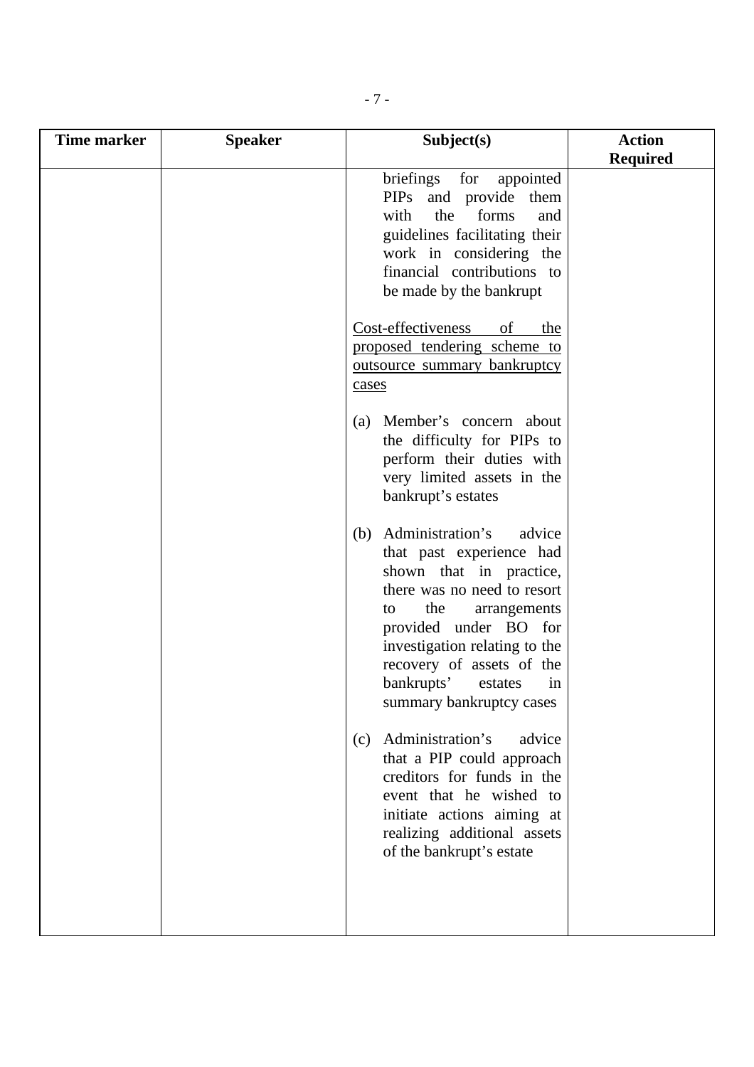| Time marker | Speaker | Subject(s) | Action Required |
|---|---|---|---|
| | | briefings for appointed PIPs and provide them with the forms and guidelines facilitating their work in considering the financial contributions to be made by the bankrupt<br><br><u>Cost-effectiveness of the proposed tendering scheme to outsource summary bankruptcy cases</u><br><br>(a) Member's concern about the difficulty for PIPs to perform their duties with very limited assets in the bankrupt's estates<br><br>(b) Administration's advice that past experience had shown that in practice, there was no need to resort to the arrangements provided under BO for investigation relating to the recovery of assets of the bankrupts' estates in summary bankruptcy cases<br><br>(c) Administration's advice that a PIP could approach creditors for funds in the event that he wished to initiate actions aiming at realizing additional assets of the bankrupt's estate | |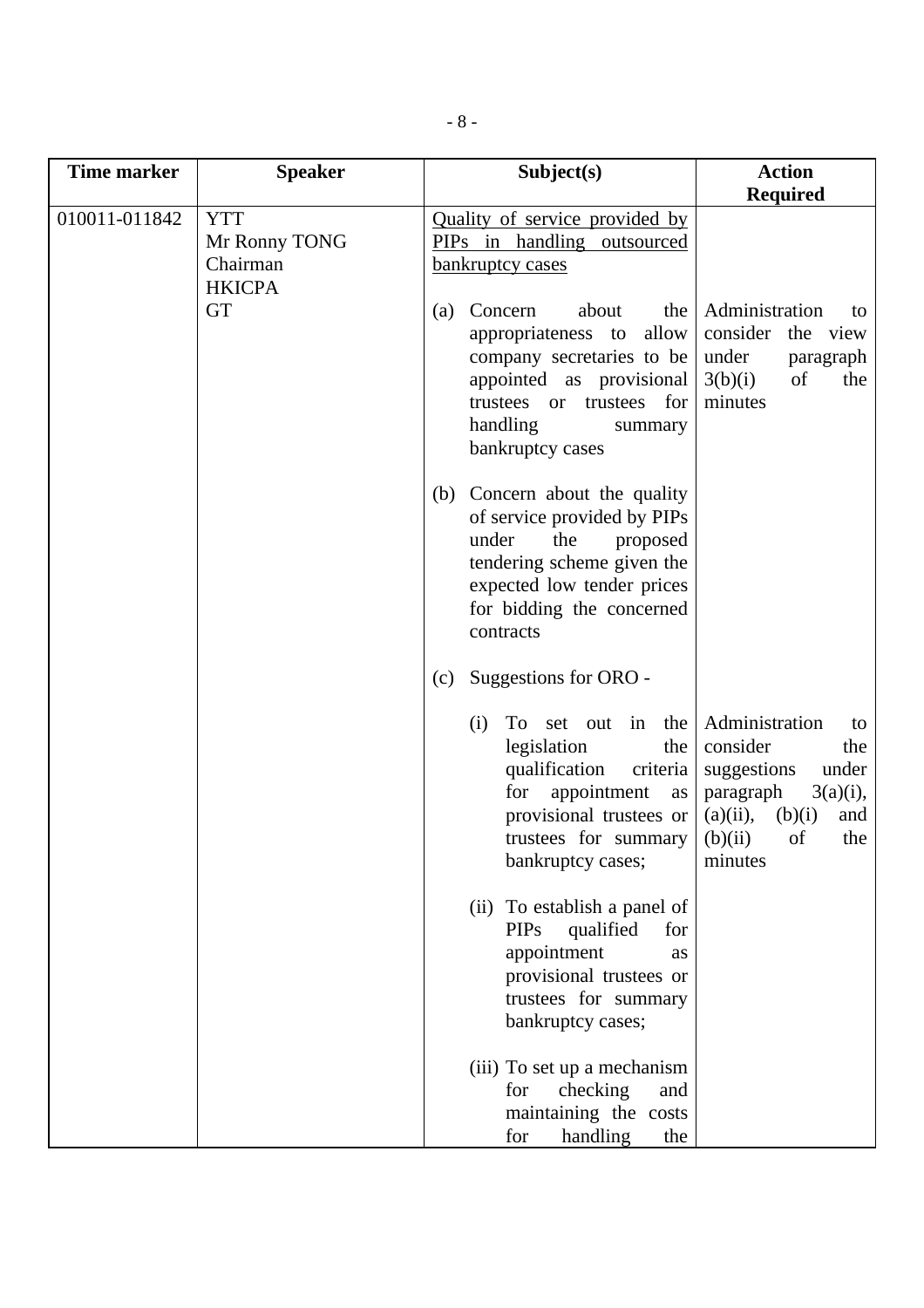| Time marker | Speaker | Subject(s) | Action Required |
|---|---|---|---|
| 010011-011842 | YTT<br>Mr Ronny TONG<br>Chairman<br>HKICPA<br>GT | Quality of service provided by PIPs in handling outsourced bankruptcy cases<br><br>(a) Concern about the appropriateness to allow company secretaries to be appointed as provisional trustees or trustees for handling summary bankruptcy cases<br><br>(b) Concern about the quality of service provided by PIPs under the proposed tendering scheme given the expected low tender prices for bidding the concerned contracts<br><br>(c) Suggestions for ORO -<br><br>(i) To set out in the legislation the qualification criteria for appointment as provisional trustees or trustees for summary bankruptcy cases;<br><br>(ii) To establish a panel of PIPs qualified for appointment as provisional trustees or trustees for summary bankruptcy cases;<br><br>(iii) To set up a mechanism for checking and maintaining the costs for handling the | Administration to consider the view under paragraph 3(b)(i) of the minutes<br><br><br><br><br><br><br><br><br><br>Administration to consider the suggestions under paragraph 3(a)(i), (a)(ii), (b)(i) and (b)(ii) of the minutes |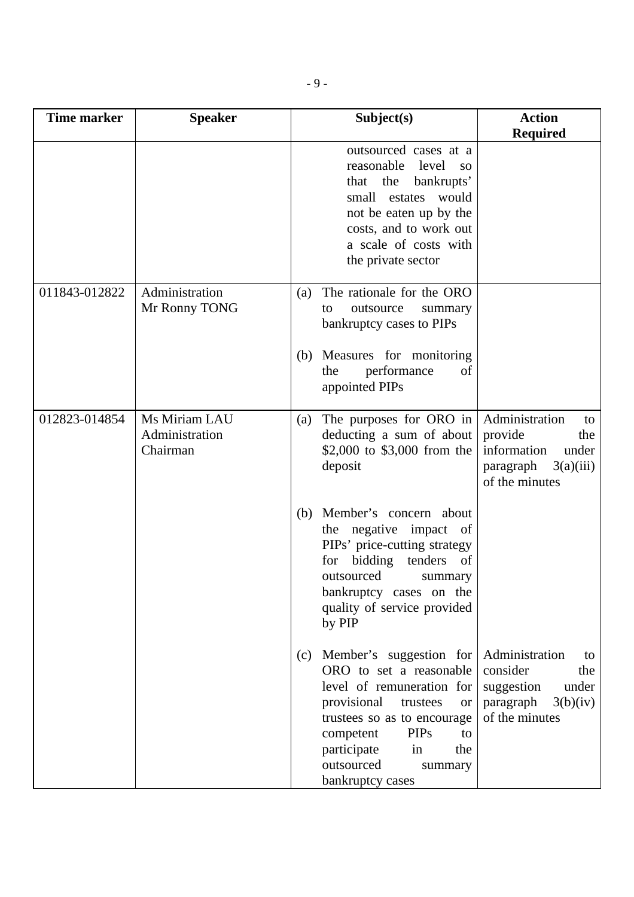| Time marker | Speaker | Subject(s) | Action Required |
|---|---|---|---|
| | | outsourced cases at a reasonable level so that the bankrupts' small estates would not be eaten up by the costs, and to work out a scale of costs with the private sector | |
| 011843-012822 | Administration<br>Mr Ronny TONG | (a) The rationale for the ORO to outsource summary bankruptcy cases to PIPs<br><br>(b) Measures for monitoring the performance of appointed PIPs | |
| 012823-014854 | Ms Miriam LAU<br>Administration<br>Chairman | (a) The purposes for ORO in deducting a sum of about $2,000 to $3,000 from the deposit | Administration to provide the information under paragraph 3(a)(iii) of the minutes |
| | | (b) Member's concern about the negative impact of PIPs' price-cutting strategy for bidding tenders of outsourced summary bankruptcy cases on the quality of service provided by PIP | |
| | | (c) Member's suggestion for ORO to set a reasonable level of remuneration for provisional trustees or trustees so as to encourage competent PIPs to participate in the outsourced summary bankruptcy cases | Administration to consider the suggestion under paragraph 3(b)(iv) of the minutes |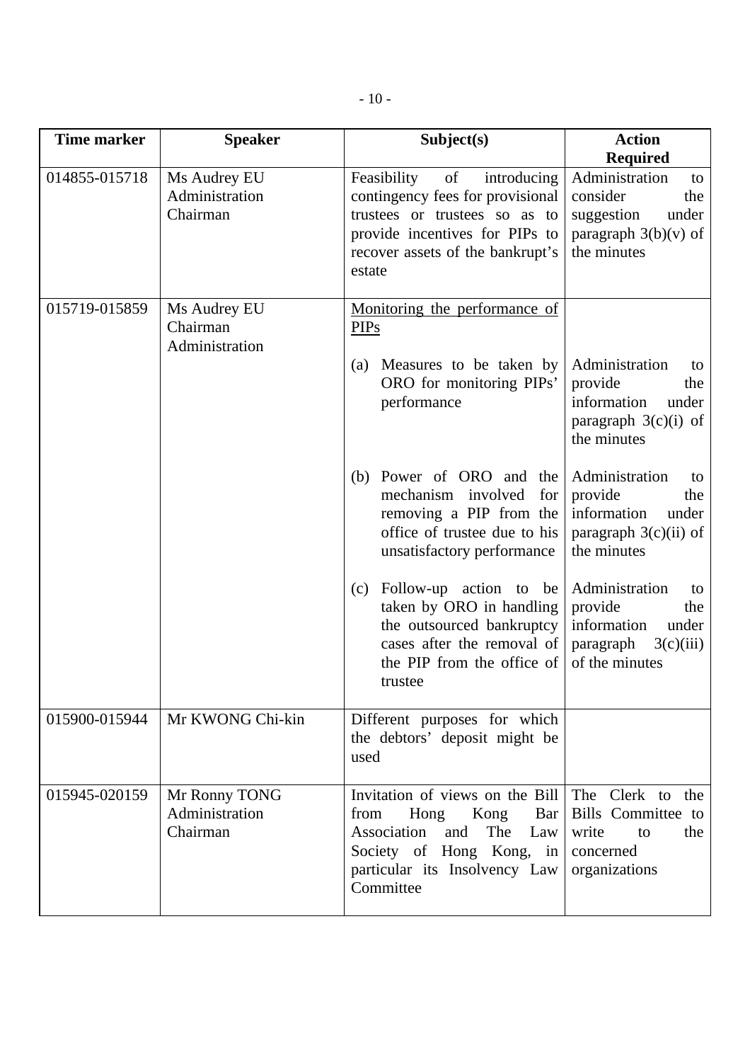| Time marker | Speaker | Subject(s) | Action Required |
|---|---|---|---|
| 014855-015718 | Ms Audrey EU<br>Administration<br>Chairman | Feasibility of introducing contingency fees for provisional trustees or trustees so as to provide incentives for PIPs to recover assets of the bankrupt's estate | Administration to consider the suggestion under paragraph 3(b)(v) of the minutes |
| 015719-015859 | Ms Audrey EU<br>Chairman<br>Administration | Monitoring the performance of PIPs<br><br>(a) Measures to be taken by ORO for monitoring PIPs' performance<br><br>(b) Power of ORO and the mechanism involved for removing a PIP from the office of trustee due to his unsatisfactory performance<br><br>(c) Follow-up action to be taken by ORO in handling the outsourced bankruptcy cases after the removal of the PIP from the office of trustee | <br><br>Administration to provide the information under paragraph 3(c)(i) of the minutes<br><br>Administration to provide the information under paragraph 3(c)(ii) of the minutes<br><br>Administration to provide the information under paragraph 3(c)(iii) of the minutes |
| 015900-015944 | Mr KWONG Chi-kin | Different purposes for which the debtors' deposit might be used | |
| 015945-020159 | Mr Ronny TONG<br>Administration<br>Chairman | Invitation of views on the Bill from Hong Kong Bar Association and The Law Society of Hong Kong, in particular its Insolvency Law Committee | The Clerk to the Bills Committee to write to the concerned organizations |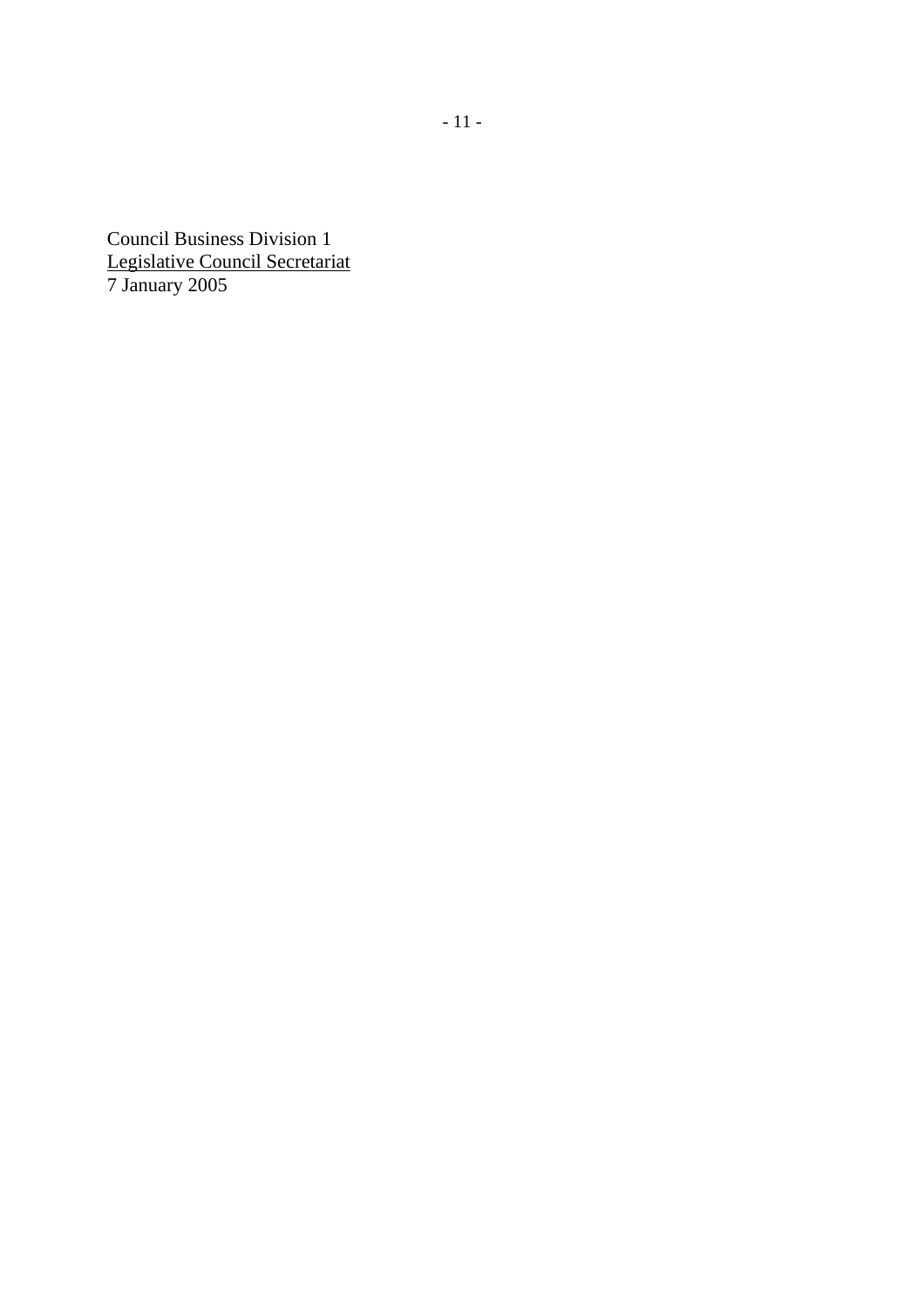Council Business Division 1
Legislative Council Secretariat
7 January 2005